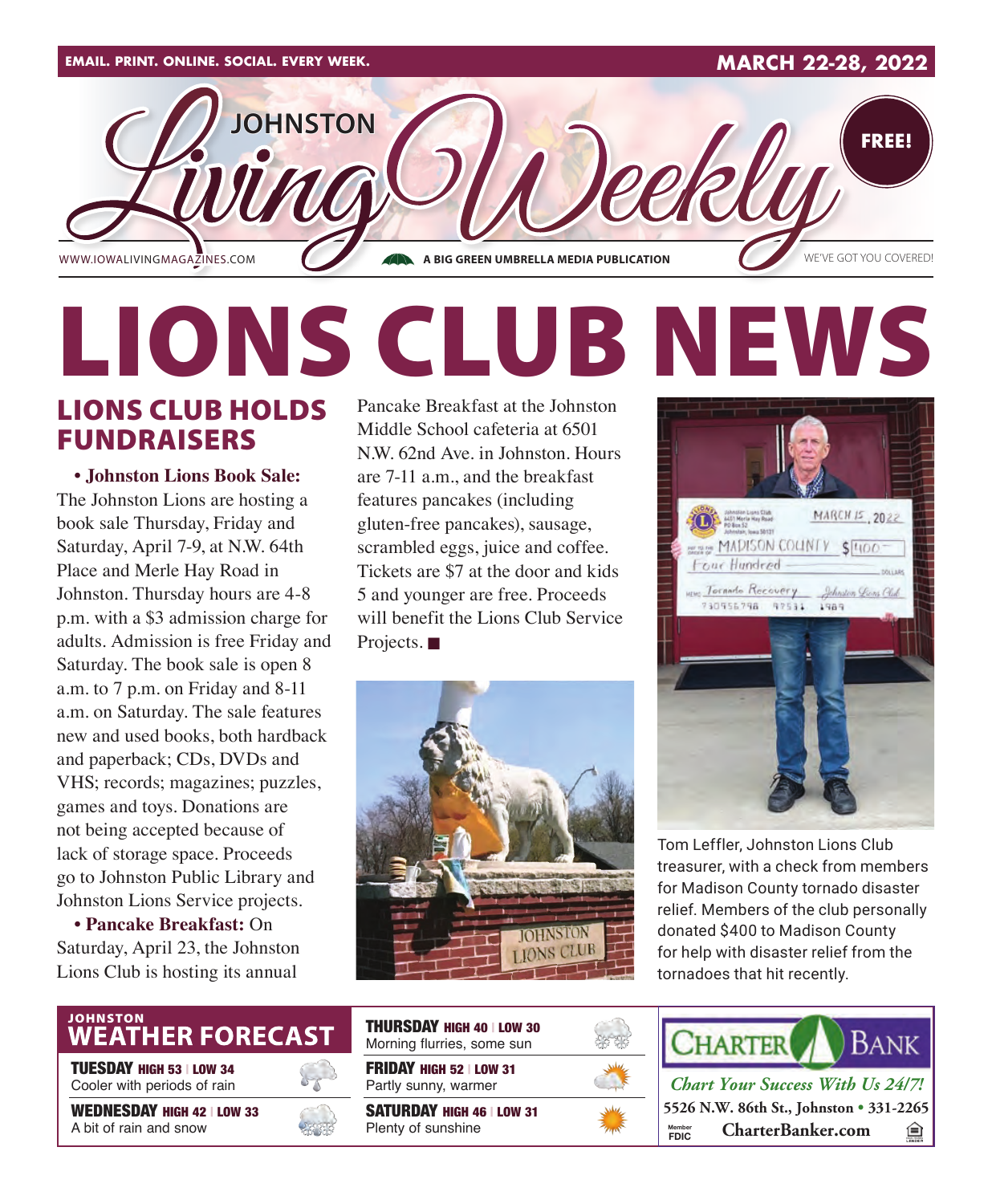EMAIL. PRINT. ONLINE. SOCIAL. EVERY WEEK.

MARCH 22-28, 2022

# JOHNSTON Living Weekly

FREE!

WWW.IOWALIVINGMAGAZINES.COM — A BIG GREEN UMBRELLA MEDIA PUBLICATION — WE'VE GOT YOU COVERED!

# LIONS CLUB NEWS

## LIONS CLUB HOLDS FUNDRAISERS

• **Johnston Lions Book Sale:** The Johnston Lions are hosting a book sale Thursday, Friday and Saturday, April 7-9, at N.W. 64th Place and Merle Hay Road in Johnston. Thursday hours are 4-8 p.m. with a $3 admission charge for adults. Admission is free Friday and Saturday. The book sale is open 8 a.m. to 7 p.m. on Friday and 8-11 a.m. on Saturday. The sale features new and used books, both hardback and paperback; CDs, DVDs and VHS; records; magazines; puzzles, games and toys. Donations are not being accepted because of lack of storage space. Proceeds go to Johnston Public Library and Johnston Lions Service projects.

• **Pancake Breakfast:** On Saturday, April 23, the Johnston Lions Club is hosting its annual Pancake Breakfast at the Johnston Middle School cafeteria at 6501 N.W. 62nd Ave. in Johnston. Hours are 7-11 a.m., and the breakfast features pancakes (including gluten-free pancakes), sausage, scrambled eggs, juice and coffee. Tickets are $7 at the door and kids 5 and younger are free. Proceeds will benefit the Lions Club Service Projects. ■

Tom Leffler, Johnston Lions Club treasurer, with a check from members for Madison County tornado disaster relief. Members of the club personally donated $400 to Madison County for help with disaster relief from the tornadoes that hit recently.

## JOHNSTON WEATHER FORECAST

**TUESDAY** HIGH 53 | LOW 34
Cooler with periods of rain

**WEDNESDAY** HIGH 42 | LOW 33
A bit of rain and snow

**THURSDAY** HIGH 40 | LOW 30
Morning flurries, some sun

**FRIDAY** HIGH 52 | LOW 31
Partly sunny, warmer

**SATURDAY** HIGH 46 | LOW 31
Plenty of sunshine

CHARTER BANK
*Chart Your Success With Us 24/7!*
5526 N.W. 86th St., Johnston • 331-2265
Member FDIC — CharterBanker.com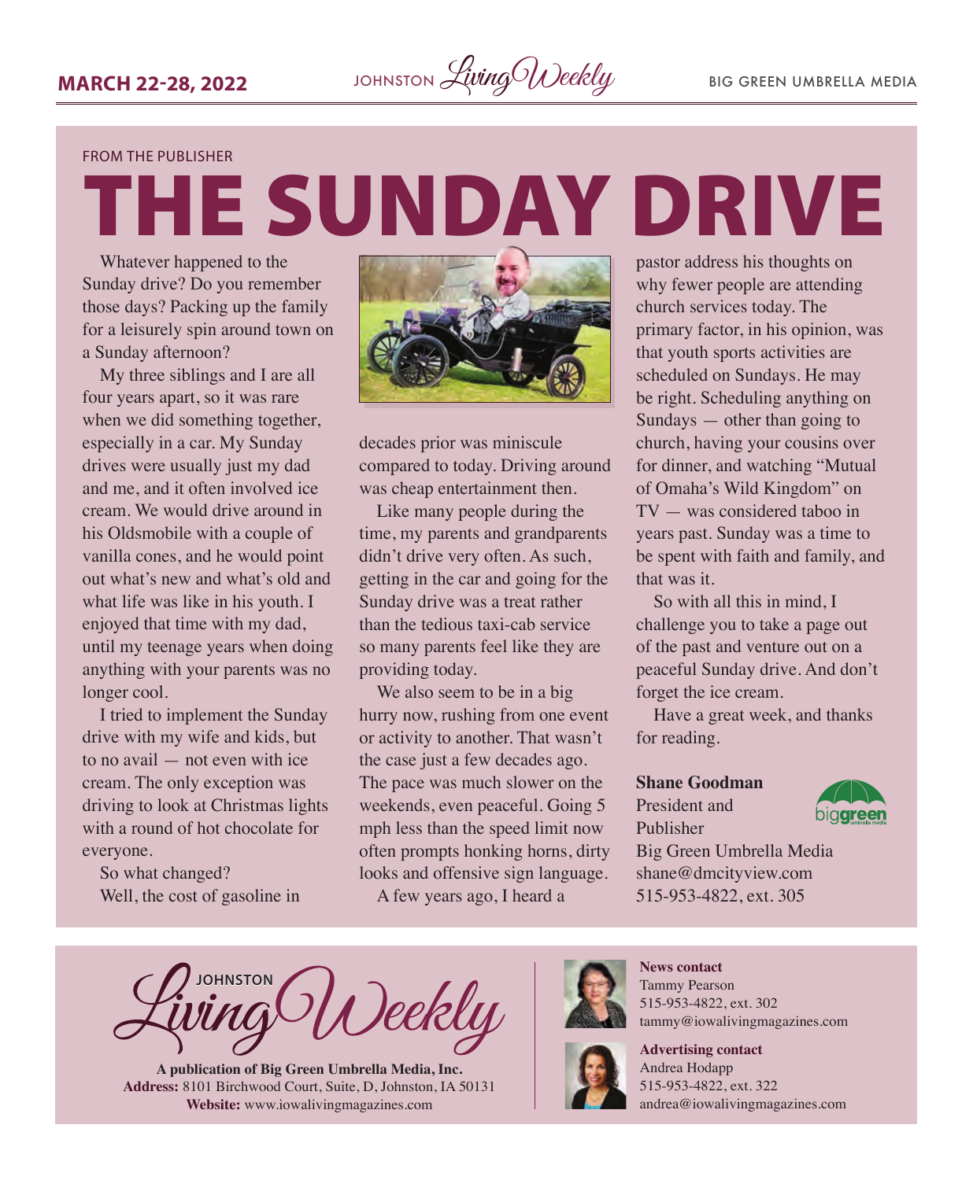FROM THE PUBLISHER

# THE SUNDAY DRIVE

Whatever happened to the Sunday drive? Do you remember those days? Packing up the family for a leisurely spin around town on a Sunday afternoon?

My three siblings and I are all four years apart, so it was rare when we did something together, especially in a car. My Sunday drives were usually just my dad and me, and it often involved ice cream. We would drive around in his Oldsmobile with a couple of vanilla cones, and he would point out what's new and what's old and what life was like in his youth. I enjoyed that time with my dad, until my teenage years when doing anything with your parents was no longer cool.

I tried to implement the Sunday drive with my wife and kids, but to no avail — not even with ice cream. The only exception was driving to look at Christmas lights with a round of hot chocolate for everyone.

So what changed?

Well, the cost of gasoline in decades prior was miniscule compared to today. Driving around was cheap entertainment then.

Like many people during the time, my parents and grandparents didn't drive very often. As such, getting in the car and going for the Sunday drive was a treat rather than the tedious taxi-cab service so many parents feel like they are providing today.

We also seem to be in a big hurry now, rushing from one event or activity to another. That wasn't the case just a few decades ago. The pace was much slower on the weekends, even peaceful. Going 5 mph less than the speed limit now often prompts honking horns, dirty looks and offensive sign language.

A few years ago, I heard a pastor address his thoughts on why fewer people are attending church services today. The primary factor, in his opinion, was that youth sports activities are scheduled on Sundays. He may be right. Scheduling anything on Sundays — other than going to church, having your cousins over for dinner, and watching "Mutual of Omaha's Wild Kingdom" on TV — was considered taboo in years past. Sunday was a time to be spent with faith and family, and that was it.

So with all this in mind, I challenge you to take a page out of the past and venture out on a peaceful Sunday drive. And don't forget the ice cream.

Have a great week, and thanks for reading.

**Shane Goodman**
President and Publisher
Big Green Umbrella Media
shane@dmcityview.com
515-953-4822, ext. 305

---

JOHNSTON Living Weekly

**A publication of Big Green Umbrella Media, Inc.**
**Address:** 8101 Birchwood Court, Suite, D, Johnston, IA 50131
**Website:** www.iowalivingmagazines.com

**News contact**
Tammy Pearson
515-953-4822, ext. 302
tammy@iowalivingmagazines.com

**Advertising contact**
Andrea Hodapp
515-953-4822, ext. 322
andrea@iowalivingmagazines.com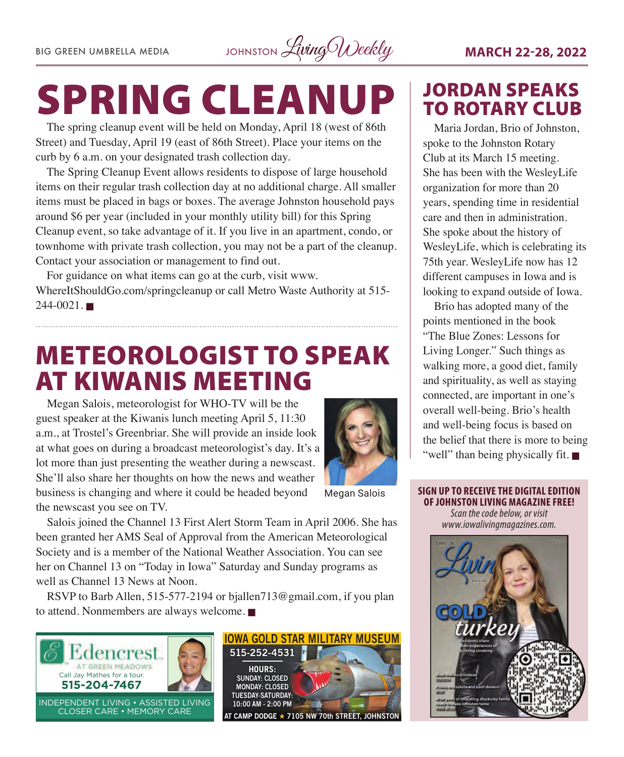# SPRING CLEANUP

The spring cleanup event will be held on Monday, April 18 (west of 86th Street) and Tuesday, April 19 (east of 86th Street). Place your items on the curb by 6 a.m. on your designated trash collection day.

The Spring Cleanup Event allows residents to dispose of large household items on their regular trash collection day at no additional charge. All smaller items must be placed in bags or boxes. The average Johnston household pays around $6 per year (included in your monthly utility bill) for this Spring Cleanup event, so take advantage of it. If you live in an apartment, condo, or townhome with private trash collection, you may not be a part of the cleanup. Contact your association or management to find out.

For guidance on what items can go at the curb, visit www.WhereItShouldGo.com/springcleanup or call Metro Waste Authority at 515-244-0021. ■

# METEOROLOGIST TO SPEAK AT KIWANIS MEETING

Megan Salois, meteorologist for WHO-TV will be the guest speaker at the Kiwanis lunch meeting April 5, 11:30 a.m., at Trostel's Greenbriar. She will provide an inside look at what goes on during a broadcast meteorologist's day. It's a lot more than just presenting the weather during a newscast. She'll also share her thoughts on how the news and weather business is changing and where it could be headed beyond the newscast you see on TV.

Megan Salois

Salois joined the Channel 13 First Alert Storm Team in April 2006. She has been granted her AMS Seal of Approval from the American Meteorological Society and is a member of the National Weather Association. You can see her on Channel 13 on "Today in Iowa" Saturday and Sunday programs as well as Channel 13 News at Noon.

RSVP to Barb Allen, 515-577-2194 or bjallen713@gmail.com, if you plan to attend. Nonmembers are always welcome. ■

Edencrest AT GREEN MEADOWS
Call Jay Mathes for a tour.
**515-204-7467**
INDEPENDENT LIVING • ASSISTED LIVING
CLOSER CARE • MEMORY CARE

**IOWA GOLD STAR MILITARY MUSEUM**
**515-252-4531**
**HOURS:**
SUNDAY: CLOSED
MONDAY: CLOSED
TUESDAY-SATURDAY:
10:00 AM - 2:00 PM
AT CAMP DODGE ★ 7105 NW 70th STREET, JOHNSTON

# JORDAN SPEAKS TO ROTARY CLUB

Maria Jordan, Brio of Johnston, spoke to the Johnston Rotary Club at its March 15 meeting. She has been with the WesleyLife organization for more than 20 years, spending time in residential care and then in administration. She spoke about the history of WesleyLife, which is celebrating its 75th year. WesleyLife now has 12 different campuses in Iowa and is looking to expand outside of Iowa.

Brio has adopted many of the points mentioned in the book "The Blue Zones: Lessons for Living Longer." Such things as walking more, a good diet, family and spirituality, as well as staying connected, are important in one's overall well-being. Brio's health and well-being focus is based on the belief that there is more to being "well" than being physically fit. ■

**SIGN UP TO RECEIVE THE DIGITAL EDITION OF JOHNSTON LIVING MAGAZINE FREE!**
*Scan the code below, or visit www.iowalivingmagazines.com.*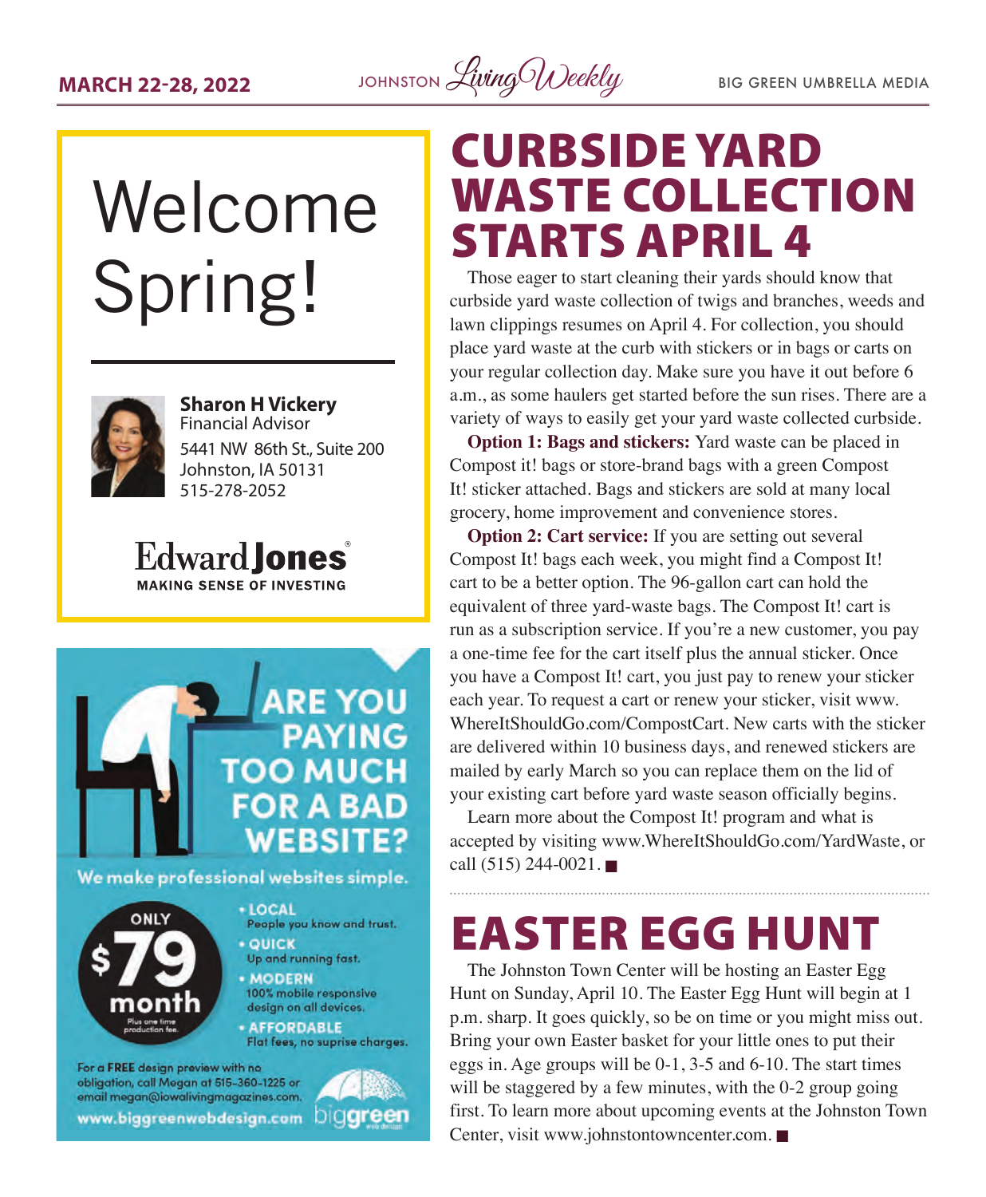Welcome Spring!

**Sharon H Vickery**
Financial Advisor
5441 NW 86th St., Suite 200
Johnston, IA 50131
515-278-2052

Edward Jones
MAKING SENSE OF INVESTING

ARE YOU PAYING TOO MUCH FOR A BAD WEBSITE?

We make professional websites simple.

ONLY $79 month
Plus one time production fee.

- LOCAL
  People you know and trust.
- QUICK
  Up and running fast.
- MODERN
  100% mobile responsive design on all devices.
- AFFORDABLE
  Flat fees, no suprise charges.

For a FREE design preview with no obligation, call Megan at 515-360-1225 or email megan@iowalivingmagazines.com.

www.biggreenwebdesign.com

# CURBSIDE YARD WASTE COLLECTION STARTS APRIL 4

Those eager to start cleaning their yards should know that curbside yard waste collection of twigs and branches, weeds and lawn clippings resumes on April 4. For collection, you should place yard waste at the curb with stickers or in bags or carts on your regular collection day. Make sure you have it out before 6 a.m., as some haulers get started before the sun rises. There are a variety of ways to easily get your yard waste collected curbside.

**Option 1: Bags and stickers:** Yard waste can be placed in Compost it! bags or store-brand bags with a green Compost It! sticker attached. Bags and stickers are sold at many local grocery, home improvement and convenience stores.

**Option 2: Cart service:** If you are setting out several Compost It! bags each week, you might find a Compost It! cart to be a better option. The 96-gallon cart can hold the equivalent of three yard-waste bags. The Compost It! cart is run as a subscription service. If you're a new customer, you pay a one-time fee for the cart itself plus the annual sticker. Once you have a Compost It! cart, you just pay to renew your sticker each year. To request a cart or renew your sticker, visit www.WhereItShouldGo.com/CompostCart. New carts with the sticker are delivered within 10 business days, and renewed stickers are mailed by early March so you can replace them on the lid of your existing cart before yard waste season officially begins.

Learn more about the Compost It! program and what is accepted by visiting www.WhereItShouldGo.com/YardWaste, or call (515) 244-0021. ■

# EASTER EGG HUNT

The Johnston Town Center will be hosting an Easter Egg Hunt on Sunday, April 10. The Easter Egg Hunt will begin at 1 p.m. sharp. It goes quickly, so be on time or you might miss out. Bring your own Easter basket for your little ones to put their eggs in. Age groups will be 0-1, 3-5 and 6-10. The start times will be staggered by a few minutes, with the 0-2 group going first. To learn more about upcoming events at the Johnston Town Center, visit www.johnstontowncenter.com. ■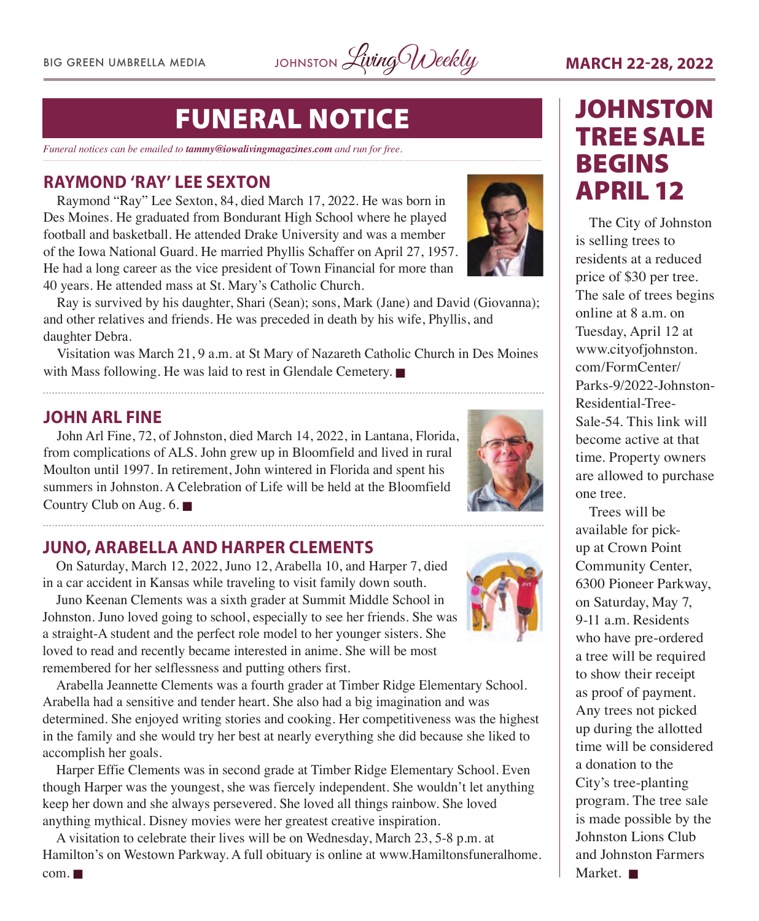# FUNERAL NOTICE

*Funeral notices can be emailed to **tammy@iowalivingmagazines.com** and run for free.*

## RAYMOND 'RAY' LEE SEXTON

Raymond "Ray" Lee Sexton, 84, died March 17, 2022. He was born in Des Moines. He graduated from Bondurant High School where he played football and basketball. He attended Drake University and was a member of the Iowa National Guard. He married Phyllis Schaffer on April 27, 1957. He had a long career as the vice president of Town Financial for more than 40 years. He attended mass at St. Mary's Catholic Church.

Ray is survived by his daughter, Shari (Sean); sons, Mark (Jane) and David (Giovanna); and other relatives and friends. He was preceded in death by his wife, Phyllis, and daughter Debra.

Visitation was March 21, 9 a.m. at St Mary of Nazareth Catholic Church in Des Moines with Mass following. He was laid to rest in Glendale Cemetery. ■

## JOHN ARL FINE

John Arl Fine, 72, of Johnston, died March 14, 2022, in Lantana, Florida, from complications of ALS. John grew up in Bloomfield and lived in rural Moulton until 1997. In retirement, John wintered in Florida and spent his summers in Johnston. A Celebration of Life will be held at the Bloomfield Country Club on Aug. 6. ■

## JUNO, ARABELLA AND HARPER CLEMENTS

On Saturday, March 12, 2022, Juno 12, Arabella 10, and Harper 7, died in a car accident in Kansas while traveling to visit family down south.

Juno Keenan Clements was a sixth grader at Summit Middle School in Johnston. Juno loved going to school, especially to see her friends. She was a straight-A student and the perfect role model to her younger sisters. She loved to read and recently became interested in anime. She will be most remembered for her selflessness and putting others first.

Arabella Jeannette Clements was a fourth grader at Timber Ridge Elementary School. Arabella had a sensitive and tender heart. She also had a big imagination and was determined. She enjoyed writing stories and cooking. Her competitiveness was the highest in the family and she would try her best at nearly everything she did because she liked to accomplish her goals.

Harper Effie Clements was in second grade at Timber Ridge Elementary School. Even though Harper was the youngest, she was fiercely independent. She wouldn't let anything keep her down and she always persevered. She loved all things rainbow. She loved anything mythical. Disney movies were her greatest creative inspiration.

A visitation to celebrate their lives will be on Wednesday, March 23, 5-8 p.m. at Hamilton's on Westown Parkway. A full obituary is online at www.Hamiltonsfuneralhome.com. ■

# JOHNSTON TREE SALE BEGINS APRIL 12

The City of Johnston is selling trees to residents at a reduced price of $30 per tree. The sale of trees begins online at 8 a.m. on Tuesday, April 12 at www.cityofjohnston.com/FormCenter/Parks-9/2022-Johnston-Residential-Tree-Sale-54. This link will become active at that time. Property owners are allowed to purchase one tree.

Trees will be available for pick-up at Crown Point Community Center, 6300 Pioneer Parkway, on Saturday, May 7, 9-11 a.m. Residents who have pre-ordered a tree will be required to show their receipt as proof of payment. Any trees not picked up during the allotted time will be considered a donation to the City's tree-planting program. The tree sale is made possible by the Johnston Lions Club and Johnston Farmers Market. ■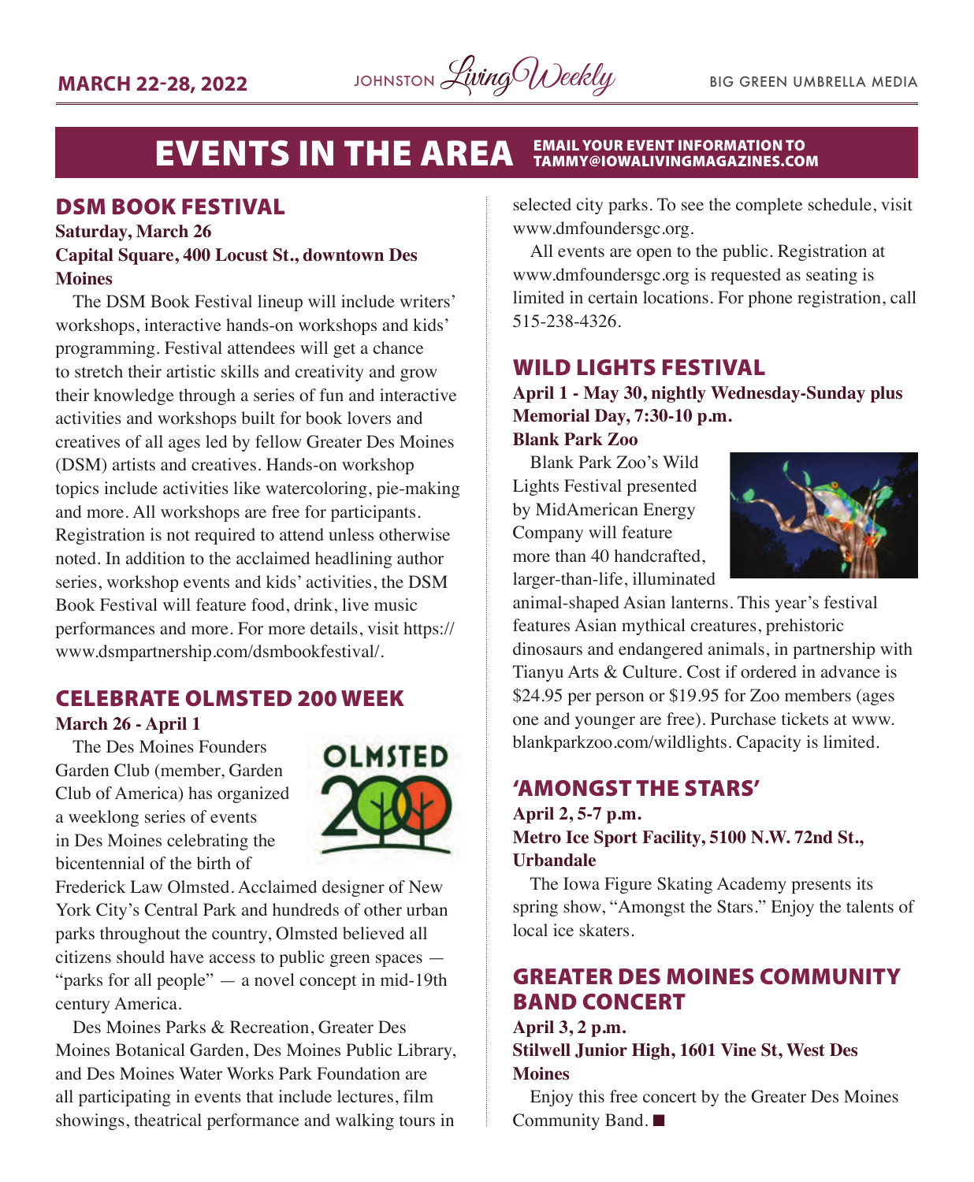# EVENTS IN THE AREA

**EMAIL YOUR EVENT INFORMATION TO TAMMY@IOWALIVINGMAGAZINES.COM**

## DSM BOOK FESTIVAL

**Saturday, March 26**
**Capital Square, 400 Locust St., downtown Des Moines**

The DSM Book Festival lineup will include writers' workshops, interactive hands-on workshops and kids' programming. Festival attendees will get a chance to stretch their artistic skills and creativity and grow their knowledge through a series of fun and interactive activities and workshops built for book lovers and creatives of all ages led by fellow Greater Des Moines (DSM) artists and creatives. Hands-on workshop topics include activities like watercoloring, pie-making and more. All workshops are free for participants. Registration is not required to attend unless otherwise noted. In addition to the acclaimed headlining author series, workshop events and kids' activities, the DSM Book Festival will feature food, drink, live music performances and more. For more details, visit https://www.dsmpartnership.com/dsmbookfestival/.

## CELEBRATE OLMSTED 200 WEEK

**March 26 - April 1**

The Des Moines Founders Garden Club (member, Garden Club of America) has organized a weeklong series of events in Des Moines celebrating the bicentennial of the birth of Frederick Law Olmsted. Acclaimed designer of New York City's Central Park and hundreds of other urban parks throughout the country, Olmsted believed all citizens should have access to public green spaces — "parks for all people" — a novel concept in mid-19th century America.

Des Moines Parks & Recreation, Greater Des Moines Botanical Garden, Des Moines Public Library, and Des Moines Water Works Park Foundation are all participating in events that include lectures, film showings, theatrical performance and walking tours in selected city parks. To see the complete schedule, visit www.dmfoundersgc.org.

All events are open to the public. Registration at www.dmfoundersgc.org is requested as seating is limited in certain locations. For phone registration, call 515-238-4326.

## WILD LIGHTS FESTIVAL

**April 1 - May 30, nightly Wednesday-Sunday plus Memorial Day, 7:30-10 p.m.**
**Blank Park Zoo**

Blank Park Zoo's Wild Lights Festival presented by MidAmerican Energy Company will feature more than 40 handcrafted, larger-than-life, illuminated animal-shaped Asian lanterns. This year's festival features Asian mythical creatures, prehistoric dinosaurs and endangered animals, in partnership with Tianyu Arts & Culture. Cost if ordered in advance is $24.95 per person or $19.95 for Zoo members (ages one and younger are free). Purchase tickets at www.blankparkzoo.com/wildlights. Capacity is limited.

## 'AMONGST THE STARS'

**April 2, 5-7 p.m.**
**Metro Ice Sport Facility, 5100 N.W. 72nd St., Urbandale**

The Iowa Figure Skating Academy presents its spring show, "Amongst the Stars." Enjoy the talents of local ice skaters.

## GREATER DES MOINES COMMUNITY BAND CONCERT

**April 3, 2 p.m.**
**Stilwell Junior High, 1601 Vine St, West Des Moines**

Enjoy this free concert by the Greater Des Moines Community Band. ■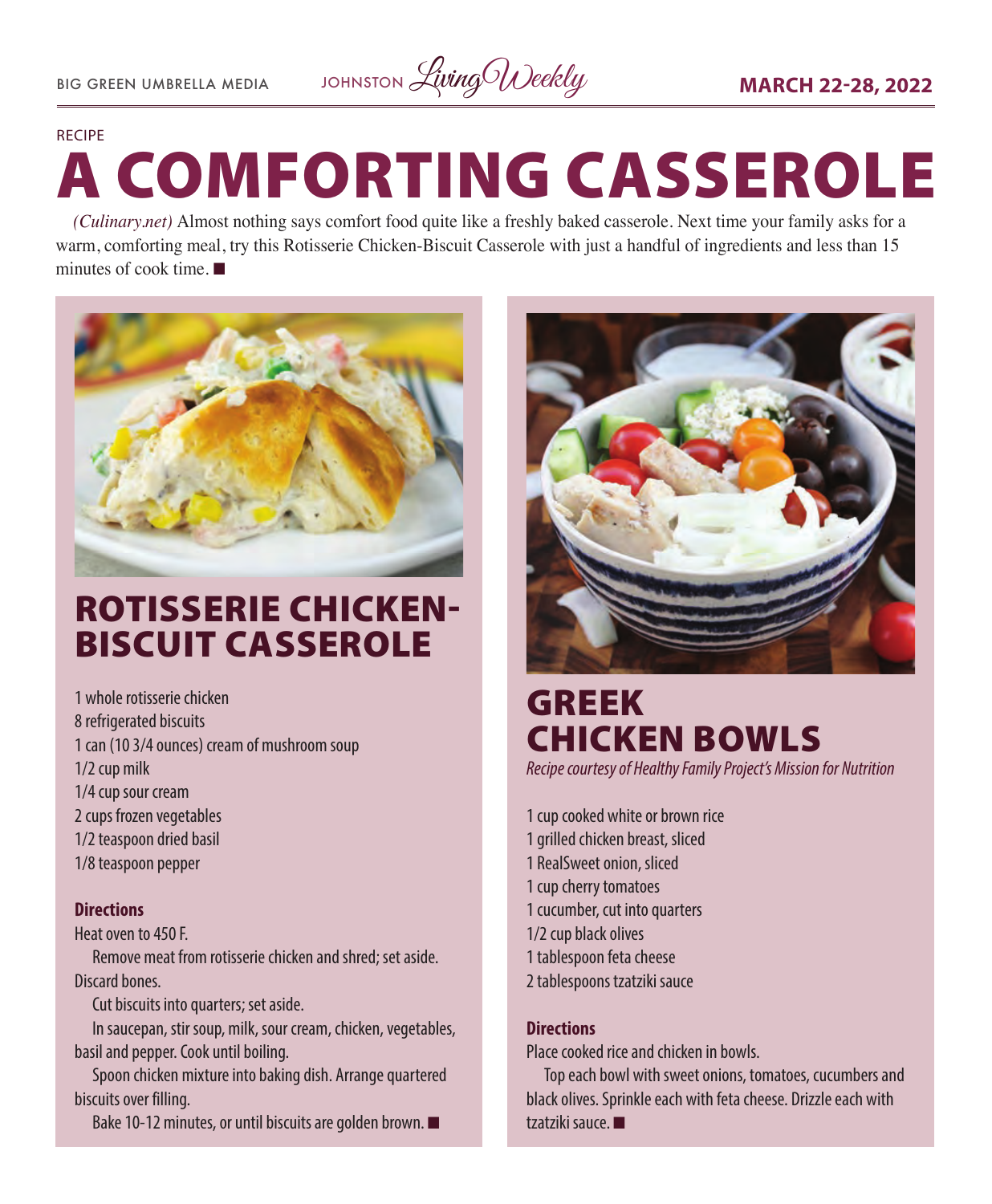RECIPE

# A COMFORTING CASSEROLE

*(Culinary.net)* Almost nothing says comfort food quite like a freshly baked casserole. Next time your family asks for a warm, comforting meal, try this Rotisserie Chicken-Biscuit Casserole with just a handful of ingredients and less than 15 minutes of cook time. ■

## ROTISSERIE CHICKEN-BISCUIT CASSEROLE

1 whole rotisserie chicken
8 refrigerated biscuits
1 can (10 3/4 ounces) cream of mushroom soup
1/2 cup milk
1/4 cup sour cream
2 cups frozen vegetables
1/2 teaspoon dried basil
1/8 teaspoon pepper

**Directions**

Heat oven to 450 F.

Remove meat from rotisserie chicken and shred; set aside. Discard bones.

Cut biscuits into quarters; set aside.

In saucepan, stir soup, milk, sour cream, chicken, vegetables, basil and pepper. Cook until boiling.

Spoon chicken mixture into baking dish. Arrange quartered biscuits over filling.

Bake 10-12 minutes, or until biscuits are golden brown. ■

## GREEK CHICKEN BOWLS

*Recipe courtesy of Healthy Family Project's Mission for Nutrition*

1 cup cooked white or brown rice
1 grilled chicken breast, sliced
1 RealSweet onion, sliced
1 cup cherry tomatoes
1 cucumber, cut into quarters
1/2 cup black olives
1 tablespoon feta cheese
2 tablespoons tzatziki sauce

**Directions**

Place cooked rice and chicken in bowls.

Top each bowl with sweet onions, tomatoes, cucumbers and black olives. Sprinkle each with feta cheese. Drizzle each with tzatziki sauce. ■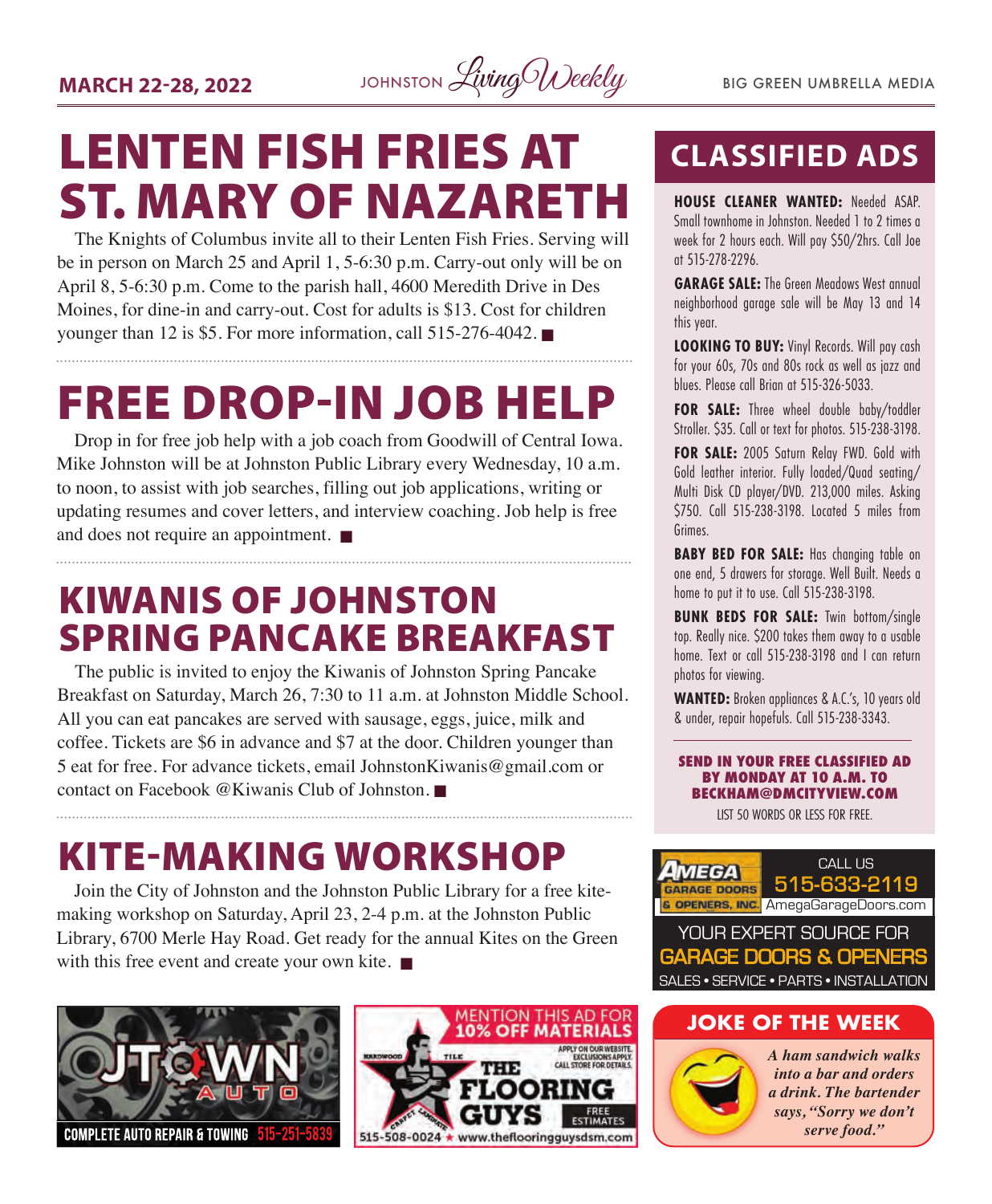# LENTEN FISH FRIES AT ST. MARY OF NAZARETH

The Knights of Columbus invite all to their Lenten Fish Fries. Serving will be in person on March 25 and April 1, 5-6:30 p.m. Carry-out only will be on April 8, 5-6:30 p.m. Come to the parish hall, 4600 Meredith Drive in Des Moines, for dine-in and carry-out. Cost for adults is $13. Cost for children younger than 12 is $5. For more information, call 515-276-4042. ■

# FREE DROP-IN JOB HELP

Drop in for free job help with a job coach from Goodwill of Central Iowa. Mike Johnston will be at Johnston Public Library every Wednesday, 10 a.m. to noon, to assist with job searches, filling out job applications, writing or updating resumes and cover letters, and interview coaching. Job help is free and does not require an appointment. ■

# KIWANIS OF JOHNSTON SPRING PANCAKE BREAKFAST

The public is invited to enjoy the Kiwanis of Johnston Spring Pancake Breakfast on Saturday, March 26, 7:30 to 11 a.m. at Johnston Middle School. All you can eat pancakes are served with sausage, eggs, juice, milk and coffee. Tickets are $6 in advance and $7 at the door. Children younger than 5 eat for free. For advance tickets, email JohnstonKiwanis@gmail.com or contact on Facebook @Kiwanis Club of Johnston. ■

# KITE-MAKING WORKSHOP

Join the City of Johnston and the Johnston Public Library for a free kite-making workshop on Saturday, April 23, 2-4 p.m. at the Johnston Public Library, 6700 Merle Hay Road. Get ready for the annual Kites on the Green with this free event and create your own kite. ■

JTOWN AUTO
COMPLETE AUTO REPAIR & TOWING 515-251-5839

MENTION THIS AD FOR 10% OFF MATERIALS
APPLY ON OUR WEBSITE. EXCLUSIONS APPLY. CALL STORE FOR DETAILS.
HARDWOOD · TILE · CARPET · LAMINATE
THE FLOORING GUYS
FREE ESTIMATES
515-508-0024 ★ www.theflooringguysdsm.com

## CLASSIFIED ADS

**HOUSE CLEANER WANTED:** Needed ASAP. Small townhome in Johnston. Needed 1 to 2 times a week for 2 hours each. Will pay $50/2hrs. Call Joe at 515-278-2296.

**GARAGE SALE:** The Green Meadows West annual neighborhood garage sale will be May 13 and 14 this year.

**LOOKING TO BUY:** Vinyl Records. Will pay cash for your 60s, 70s and 80s rock as well as jazz and blues. Please call Brian at 515-326-5033.

**FOR SALE:** Three wheel double baby/toddler Stroller. $35. Call or text for photos. 515-238-3198.

**FOR SALE:** 2005 Saturn Relay FWD. Gold with Gold leather interior. Fully loaded/Quad seating/ Multi Disk CD player/DVD. 213,000 miles. Asking $750. Call 515-238-3198. Located 5 miles from Grimes.

**BABY BED FOR SALE:** Has changing table on one end, 5 drawers for storage. Well Built. Needs a home to put it to use. Call 515-238-3198.

**BUNK BEDS FOR SALE:** Twin bottom/single top. Really nice. $200 takes them away to a usable home. Text or call 515-238-3198 and I can return photos for viewing.

**WANTED:** Broken appliances & A.C.'s, 10 years old & under, repair hopefuls. Call 515-238-3343.

**SEND IN YOUR FREE CLASSIFIED AD BY MONDAY AT 10 A.M. TO BECKHAM@DMCITYVIEW.COM**

LIST 50 WORDS OR LESS FOR FREE.

AMEGA GARAGE DOORS & OPENERS, INC.
CALL US 515-633-2119
AmegaGarageDoors.com
YOUR EXPERT SOURCE FOR GARAGE DOORS & OPENERS
SALES • SERVICE • PARTS • INSTALLATION

## JOKE OF THE WEEK

*A ham sandwich walks into a bar and orders a drink. The bartender says, "Sorry we don't serve food."*